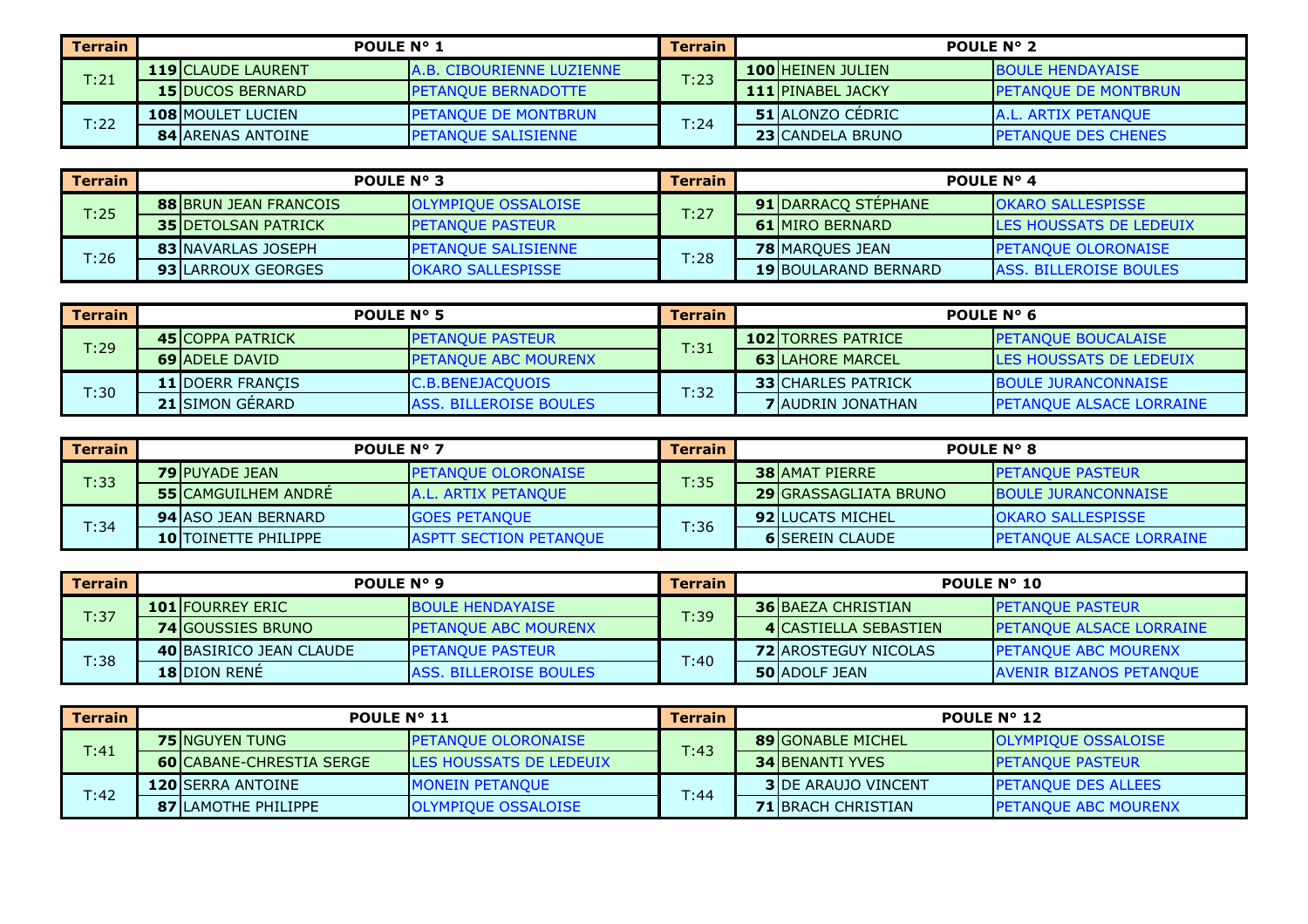| Terrain | POULE N° 1 | | | Terrain | POULE N° 2 | | |
|---|---|---|---|---|---|---|---|
| T:21 | 119 | CLAUDE LAURENT | A.B. CIBOURIENNE LUZIENNE | T:23 | 100 | HEINEN JULIEN | BOULE HENDAYAISE |
| | 15 | DUCOS BERNARD | PETANQUE BERNADOTTE | | 111 | PINABEL JACKY | PETANQUE DE MONTBRUN |
| T:22 | 108 | MOULET LUCIEN | PETANQUE DE MONTBRUN | T:24 | 51 | ALONZO CÉDRIC | A.L. ARTIX PETANQUE |
| | 84 | ARENAS ANTOINE | PETANQUE SALISIENNE | | 23 | CANDELA BRUNO | PETANQUE DES CHENES |

| Terrain | POULE N° 3 | | | Terrain | POULE N° 4 | | |
|---|---|---|---|---|---|---|---|
| T:25 | 88 | BRUN JEAN FRANCOIS | OLYMPIQUE OSSALOISE | T:27 | 91 | DARRACQ STÉPHANE | OKARO SALLESPISSE |
| | 35 | DETOLSAN PATRICK | PETANQUE PASTEUR | | 61 | MIRO BERNARD | LES HOUSSATS DE LEDEUIX |
| T:26 | 83 | NAVARLAS JOSEPH | PETANQUE SALISIENNE | T:28 | 78 | MARQUES JEAN | PETANQUE OLORONAISE |
| | 93 | LARROUX GEORGES | OKARO SALLESPISSE | | 19 | BOULARAND BERNARD | ASS. BILLEROISE BOULES |

| Terrain | POULE N° 5 | | | Terrain | POULE N° 6 | | |
|---|---|---|---|---|---|---|---|
| T:29 | 45 | COPPA PATRICK | PETANQUE PASTEUR | T:31 | 102 | TORRES PATRICE | PETANQUE BOUCALAISE |
| | 69 | ADELE DAVID | PETANQUE ABC MOURENX | | 63 | LAHORE MARCEL | LES HOUSSATS DE LEDEUIX |
| T:30 | 11 | DOERR FRANÇIS | C.B.BENEJACQUOIS | T:32 | 33 | CHARLES PATRICK | BOULE JURANCONNAISE |
| | 21 | SIMON GÉRARD | ASS. BILLEROISE BOULES | | 7 | AUDRIN JONATHAN | PETANQUE ALSACE LORRAINE |

| Terrain | POULE N° 7 | | | Terrain | POULE N° 8 | | |
|---|---|---|---|---|---|---|---|
| T:33 | 79 | PUYADE JEAN | PETANQUE OLORONAISE | T:35 | 38 | AMAT PIERRE | PETANQUE PASTEUR |
| | 55 | CAMGUILHEM ANDRÉ | A.L. ARTIX PETANQUE | | 29 | GRASSAGLIATA BRUNO | BOULE JURANCONNAISE |
| T:34 | 94 | ASO JEAN BERNARD | GOES PETANQUE | T:36 | 92 | LUCATS MICHEL | OKARO SALLESPISSE |
| | 10 | TOINETTE PHILIPPE | ASPTT SECTION PETANQUE | | 6 | SEREIN CLAUDE | PETANQUE ALSACE LORRAINE |

| Terrain | POULE N° 9 | | | Terrain | POULE N° 10 | | |
|---|---|---|---|---|---|---|---|
| T:37 | 101 | FOURREY ERIC | BOULE HENDAYAISE | T:39 | 36 | BAEZA CHRISTIAN | PETANQUE PASTEUR |
| | 74 | GOUSSIES BRUNO | PETANQUE ABC MOURENX | | 4 | CASTIELLA SEBASTIEN | PETANQUE ALSACE LORRAINE |
| T:38 | 40 | BASIRICO JEAN CLAUDE | PETANQUE PASTEUR | T:40 | 72 | AROSTEGUY NICOLAS | PETANQUE ABC MOURENX |
| | 18 | DION RENÉ | ASS. BILLEROISE BOULES | | 50 | ADOLF JEAN | AVENIR BIZANOS PETANQUE |

| Terrain | POULE N° 11 | | | Terrain | POULE N° 12 | | |
|---|---|---|---|---|---|---|---|
| T:41 | 75 | NGUYEN TUNG | PETANQUE OLORONAISE | T:43 | 89 | GONABLE MICHEL | OLYMPIQUE OSSALOISE |
| | 60 | CABANE-CHRESTIA SERGE | LES HOUSSATS DE LEDEUIX | | 34 | BENANTI YVES | PETANQUE PASTEUR |
| T:42 | 120 | SERRA ANTOINE | MONEIN PETANQUE | T:44 | 3 | DE ARAUJO VINCENT | PETANQUE DES ALLEES |
| | 87 | LAMOTHE PHILIPPE | OLYMPIQUE OSSALOISE | | 71 | BRACH CHRISTIAN | PETANQUE ABC MOURENX |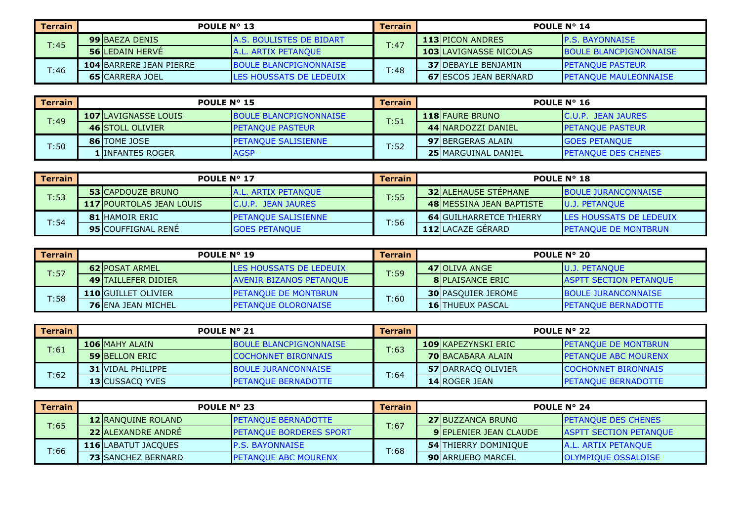| Terrain | POULE N° 13 | | | Terrain | POULE N° 14 | | |
|---|---|---|---|---|---|---|---|
| T:45 | 99 | BAEZA DENIS | A.S. BOULISTES DE BIDART | T:47 | 113 | PICON ANDRES | P.S. BAYONNAISE |
| | 56 | LEDAIN HERVÉ | A.L. ARTIX PETANQUE | | 103 | LAVIGNASSE NICOLAS | BOULE BLANCPIGNONNAISE |
| T:46 | 104 | BARRERE JEAN PIERRE | BOULE BLANCPIGNONNAISE | T:48 | 37 | DEBAYLE BENJAMIN | PETANQUE PASTEUR |
| | 65 | CARRERA JOEL | LES HOUSSATS DE LEDEUIX | | 67 | ESCOS JEAN BERNARD | PETANQUE MAULEONNAISE |

| Terrain | POULE N° 15 | | | Terrain | POULE N° 16 | | |
|---|---|---|---|---|---|---|---|
| T:49 | 107 | LAVIGNASSE LOUIS | BOULE BLANCPIGNONNAISE | T:51 | 118 | FAURE BRUNO | C.U.P. JEAN JAURES |
| | 46 | STOLL OLIVIER | PETANQUE PASTEUR | | 44 | NARDOZZI DANIEL | PETANQUE PASTEUR |
| T:50 | 86 | TOME JOSE | PETANQUE SALISIENNE | T:52 | 97 | BERGERAS ALAIN | GOES PETANQUE |
| | 1 | INFANTES ROGER | AGSP | | 25 | MARGUINAL DANIEL | PETANQUE DES CHENES |

| Terrain | POULE N° 17 | | | Terrain | POULE N° 18 | | |
|---|---|---|---|---|---|---|---|
| T:53 | 53 | CAPDOUZE BRUNO | A.L. ARTIX PETANQUE | T:55 | 32 | ALEHAUSE STÉPHANE | BOULE JURANCONNAISE |
| | 117 | POURTOLAS JEAN LOUIS | C.U.P. JEAN JAURES | | 48 | MESSINA JEAN BAPTISTE | U.J. PETANQUE |
| T:54 | 81 | HAMOIR ERIC | PETANQUE SALISIENNE | T:56 | 64 | GUILHARRETCE THIERRY | LES HOUSSATS DE LEDEUIX |
| | 95 | COUFFIGNAL RENÉ | GOES PETANQUE | | 112 | LACAZE GÉRARD | PETANQUE DE MONTBRUN |

| Terrain | POULE N° 19 | | | Terrain | POULE N° 20 | | |
|---|---|---|---|---|---|---|---|
| T:57 | 62 | POSAT ARMEL | LES HOUSSATS DE LEDEUIX | T:59 | 47 | OLIVA ANGE | U.J. PETANQUE |
| | 49 | TAILLEFER DIDIER | AVENIR BIZANOS PETANQUE | | 8 | PLAISANCE ERIC | ASPTT SECTION PETANQUE |
| T:58 | 110 | GUILLET OLIVIER | PETANQUE DE MONTBRUN | T:60 | 30 | PASQUIER JEROME | BOULE JURANCONNAISE |
| | 76 | ENA JEAN MICHEL | PETANQUE OLORONAISE | | 16 | THUEUX PASCAL | PETANQUE BERNADOTTE |

| Terrain | POULE N° 21 | | | Terrain | POULE N° 22 | | |
|---|---|---|---|---|---|---|---|
| T:61 | 106 | MAHY ALAIN | BOULE BLANCPIGNONNAISE | T:63 | 109 | KAPEZYNSKI ERIC | PETANQUE DE MONTBRUN |
| | 59 | BELLON ERIC | COCHONNET BIRONNAIS | | 70 | BACABARA ALAIN | PETANQUE ABC MOURENX |
| T:62 | 31 | VIDAL PHILIPPE | BOULE JURANCONNAISE | T:64 | 57 | DARRACQ OLIVIER | COCHONNET BIRONNAIS |
| | 13 | CUSSACQ YVES | PETANQUE BERNADOTTE | | 14 | ROGER JEAN | PETANQUE BERNADOTTE |

| Terrain | POULE N° 23 | | | Terrain | POULE N° 24 | | |
|---|---|---|---|---|---|---|---|
| T:65 | 12 | RANQUINE ROLAND | PETANQUE BERNADOTTE | T:67 | 27 | BUZZANCA BRUNO | PETANQUE DES CHENES |
| | 22 | ALEXANDRE ANDRÉ | PETANQUE BORDERES SPORT | | 9 | EPLENIER JEAN CLAUDE | ASPTT SECTION PETANQUE |
| T:66 | 116 | LABATUT JACQUES | P.S. BAYONNAISE | T:68 | 54 | THIERRY DOMINIQUE | A.L. ARTIX PETANQUE |
| | 73 | SANCHEZ BERNARD | PETANQUE ABC MOURENX | | 90 | ARRUEBO MARCEL | OLYMPIQUE OSSALOISE |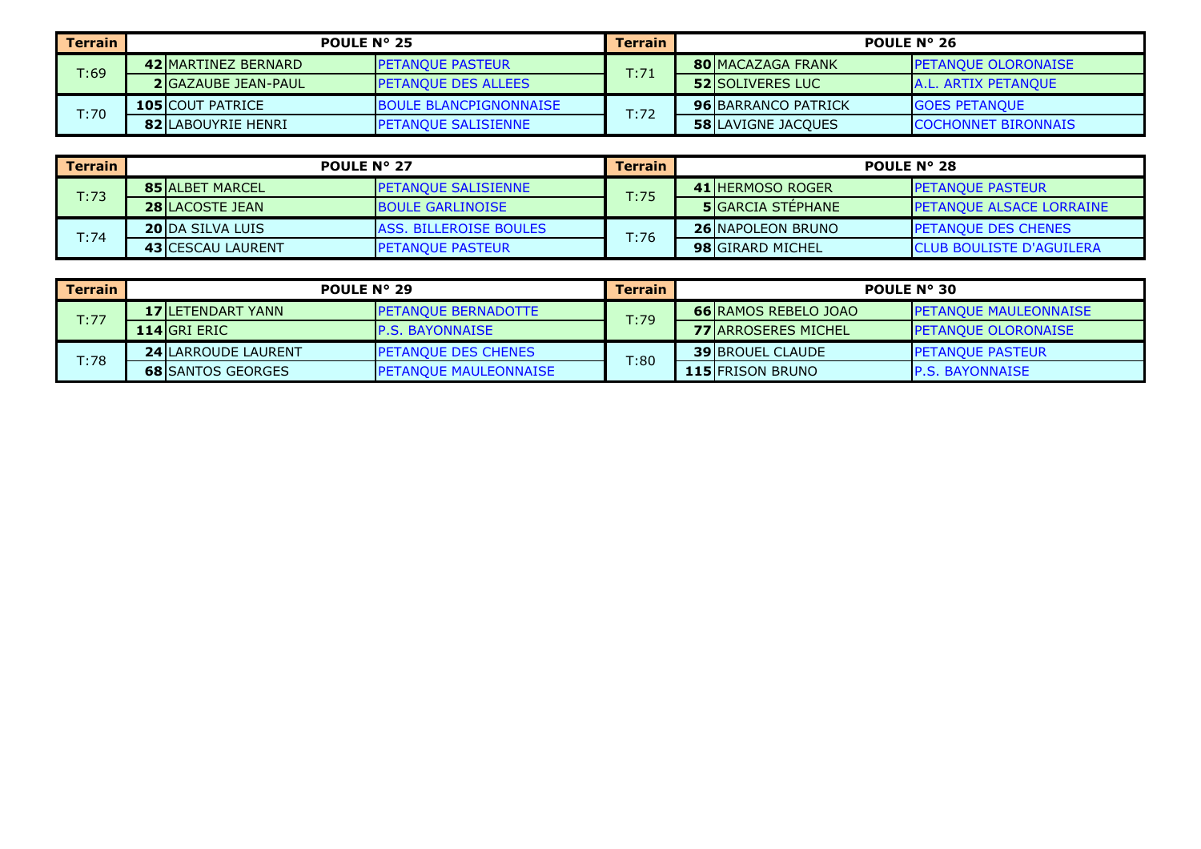| Terrain | POULE N° 25 | | | Terrain | POULE N° 26 | | |
|---|---|---|---|---|---|---|---|
| T:69 | 42 | MARTINEZ BERNARD | PETANQUE PASTEUR | T:71 | 80 | MACAZAGA FRANK | PETANQUE OLORONAISE |
| | 2 | GAZAUBE JEAN-PAUL | PETANQUE DES ALLEES | | 52 | SOLIVERES LUC | A.L. ARTIX PETANQUE |
| T:70 | 105 | COUT PATRICE | BOULE BLANCPIGNONNAISE | T:72 | 96 | BARRANCO PATRICK | GOES PETANQUE |
| | 82 | LABOUYRIE HENRI | PETANQUE SALISIENNE | | 58 | LAVIGNE JACQUES | COCHONNET BIRONNAIS |

| Terrain | POULE N° 27 | | | Terrain | POULE N° 28 | | |
|---|---|---|---|---|---|---|---|
| T:73 | 85 | ALBET MARCEL | PETANQUE SALISIENNE | T:75 | 41 | HERMOSO ROGER | PETANQUE PASTEUR |
| | 28 | LACOSTE JEAN | BOULE GARLINOISE | | 5 | GARCIA STÉPHANE | PETANQUE ALSACE LORRAINE |
| T:74 | 20 | DA SILVA LUIS | ASS. BILLEROISE BOULES | T:76 | 26 | NAPOLEON BRUNO | PETANQUE DES CHENES |
| | 43 | CESCAU LAURENT | PETANQUE PASTEUR | | 98 | GIRARD MICHEL | CLUB BOULISTE D'AGUILERA |

| Terrain | POULE N° 29 | | | Terrain | POULE N° 30 | | |
|---|---|---|---|---|---|---|---|
| T:77 | 17 | LETENDART YANN | PETANQUE BERNADOTTE | T:79 | 66 | RAMOS REBELO JOAO | PETANQUE MAULEONNAISE |
| | 114 | GRI ERIC | P.S. BAYONNAISE | | 77 | ARROSERES MICHEL | PETANQUE OLORONAISE |
| T:78 | 24 | LARROUDE LAURENT | PETANQUE DES CHENES | T:80 | 39 | BROUEL CLAUDE | PETANQUE PASTEUR |
| | 68 | SANTOS GEORGES | PETANQUE MAULEONNAISE | | 115 | FRISON BRUNO | P.S. BAYONNAISE |